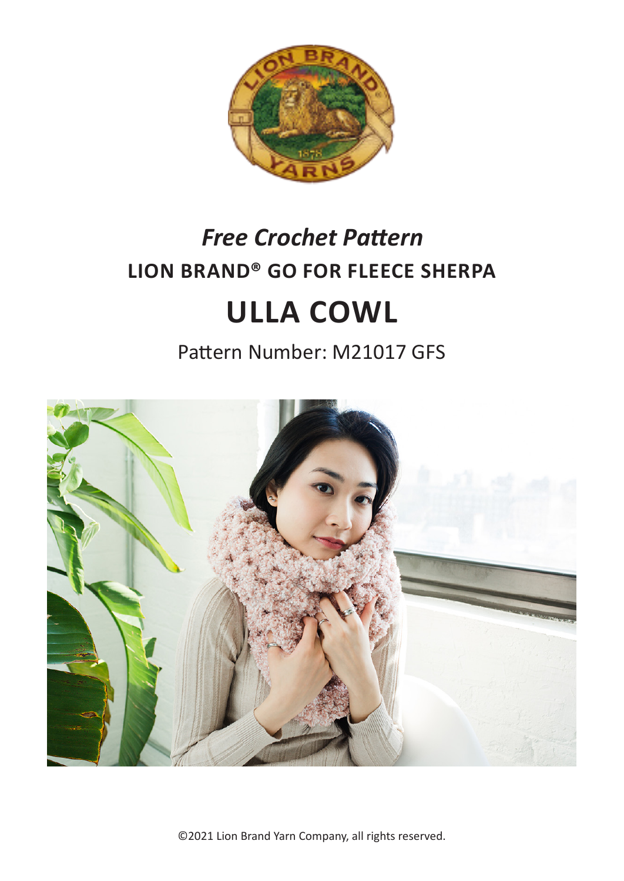*Free Crochet Pattern*

**LION BRAND® GO FOR FLEECE SHERPA**

# ULLA COWL

Pattern Number: M21017 GFS

©2021 Lion Brand Yarn Company, all rights reserved.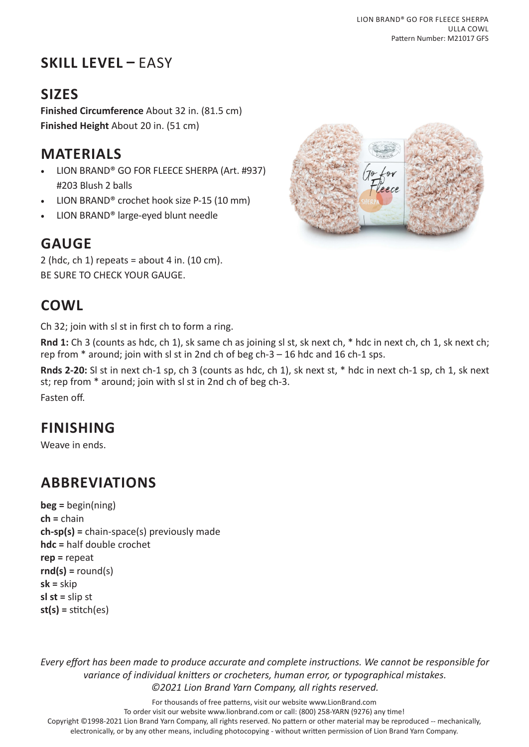## SKILL LEVEL – EASY

## SIZES

**Finished Circumference** About 32 in. (81.5 cm)
**Finished Height** About 20 in. (51 cm)

## MATERIALS

- LION BRAND® GO FOR FLEECE SHERPA (Art. #937) #203 Blush 2 balls
- LION BRAND® crochet hook size P-15 (10 mm)
- LION BRAND® large-eyed blunt needle

## GAUGE

2 (hdc, ch 1) repeats = about 4 in. (10 cm).
BE SURE TO CHECK YOUR GAUGE.

## COWL

Ch 32; join with sl st in first ch to form a ring.

**Rnd 1:** Ch 3 (counts as hdc, ch 1), sk same ch as joining sl st, sk next ch, * hdc in next ch, ch 1, sk next ch; rep from * around; join with sl st in 2nd ch of beg ch-3 – 16 hdc and 16 ch-1 sps.

**Rnds 2-20:** Sl st in next ch-1 sp, ch 3 (counts as hdc, ch 1), sk next st, * hdc in next ch-1 sp, ch 1, sk next st; rep from * around; join with sl st in 2nd ch of beg ch-3.

Fasten off.

## FINISHING

Weave in ends.

## ABBREVIATIONS

**beg =** begin(ning)
**ch =** chain
**ch-sp(s) =** chain-space(s) previously made
**hdc =** half double crochet
**rep =** repeat
**rnd(s) =** round(s)
**sk =** skip
**sl st =** slip st
**st(s) =** stitch(es)

*Every effort has been made to produce accurate and complete instructions. We cannot be responsible for variance of individual knitters or crocheters, human error, or typographical mistakes.*
*©2021 Lion Brand Yarn Company, all rights reserved.*

For thousands of free patterns, visit our website www.LionBrand.com
To order visit our website www.lionbrand.com or call: (800) 258-YARN (9276) any time!
Copyright ©1998-2021 Lion Brand Yarn Company, all rights reserved. No pattern or other material may be reproduced -- mechanically, electronically, or by any other means, including photocopying - without written permission of Lion Brand Yarn Company.